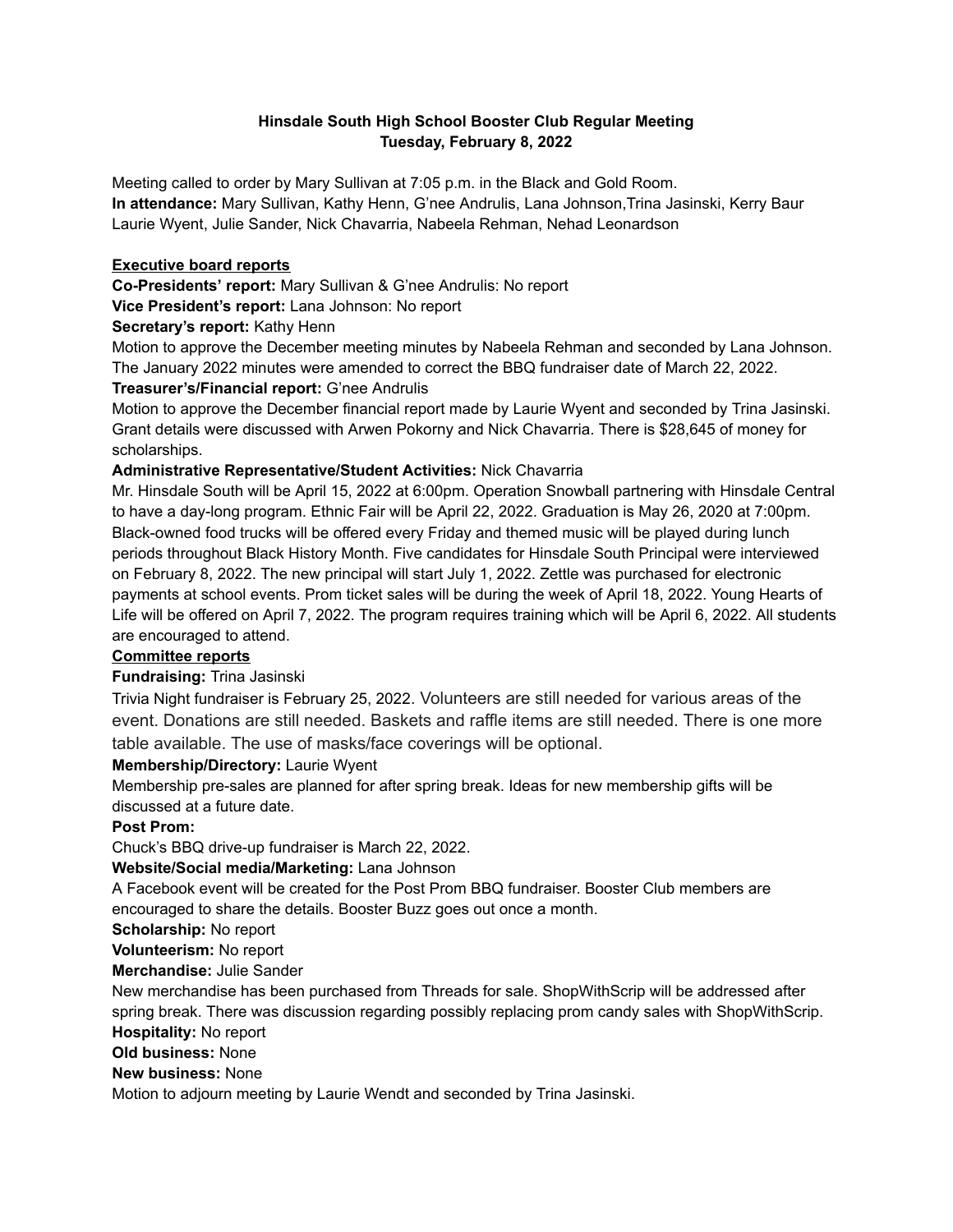**Hinsdale South High School Booster Club Regular Meeting**
**Tuesday, February 8, 2022**

Meeting called to order by Mary Sullivan at 7:05 p.m. in the Black and Gold Room.
**In attendance:** Mary Sullivan, Kathy Henn, G'nee Andrulis, Lana Johnson,Trina Jasinski, Kerry Baur Laurie Wyent, Julie Sander, Nick Chavarria, Nabeela Rehman, Nehad Leonardson

**Executive board reports**

**Co-Presidents' report:** Mary Sullivan & G'nee Andrulis: No report

**Vice President's report:** Lana Johnson: No report

**Secretary's report:** Kathy Henn

Motion to approve the December meeting minutes by Nabeela Rehman and seconded by Lana Johnson. The January 2022 minutes were amended to correct the BBQ fundraiser date of March 22, 2022.

**Treasurer's/Financial report:** G'nee Andrulis

Motion to approve the December financial report made by Laurie Wyent and seconded by Trina Jasinski. Grant details were discussed with Arwen Pokorny and Nick Chavarria. There is $28,645 of money for scholarships.

**Administrative Representative/Student Activities:** Nick Chavarria

Mr. Hinsdale South will be April 15, 2022 at 6:00pm. Operation Snowball partnering with Hinsdale Central to have a day-long program. Ethnic Fair will be April 22, 2022. Graduation is May 26, 2020 at 7:00pm. Black-owned food trucks will be offered every Friday and themed music will be played during lunch periods throughout Black History Month. Five candidates for Hinsdale South Principal were interviewed on February 8, 2022. The new principal will start July 1, 2022. Zettle was purchased for electronic payments at school events. Prom ticket sales will be during the week of April 18, 2022. Young Hearts of Life will be offered on April 7, 2022. The program requires training which will be April 6, 2022. All students are encouraged to attend.

**Committee reports**

**Fundraising:** Trina Jasinski

Trivia Night fundraiser is February 25, 2022. Volunteers are still needed for various areas of the event. Donations are still needed. Baskets and raffle items are still needed. There is one more table available. The use of masks/face coverings will be optional.

**Membership/Directory:** Laurie Wyent

Membership pre-sales are planned for after spring break. Ideas for new membership gifts will be discussed at a future date.

**Post Prom:**

Chuck's BBQ drive-up fundraiser is March 22, 2022.

**Website/Social media/Marketing:** Lana Johnson

A Facebook event will be created for the Post Prom BBQ fundraiser. Booster Club members are encouraged to share the details. Booster Buzz goes out once a month.

**Scholarship:** No report

**Volunteerism:** No report

**Merchandise:** Julie Sander

New merchandise has been purchased from Threads for sale. ShopWithScrip will be addressed after spring break. There was discussion regarding possibly replacing prom candy sales with ShopWithScrip.

**Hospitality:** No report

**Old business:** None

**New business:** None

Motion to adjourn meeting by Laurie Wendt and seconded by Trina Jasinski.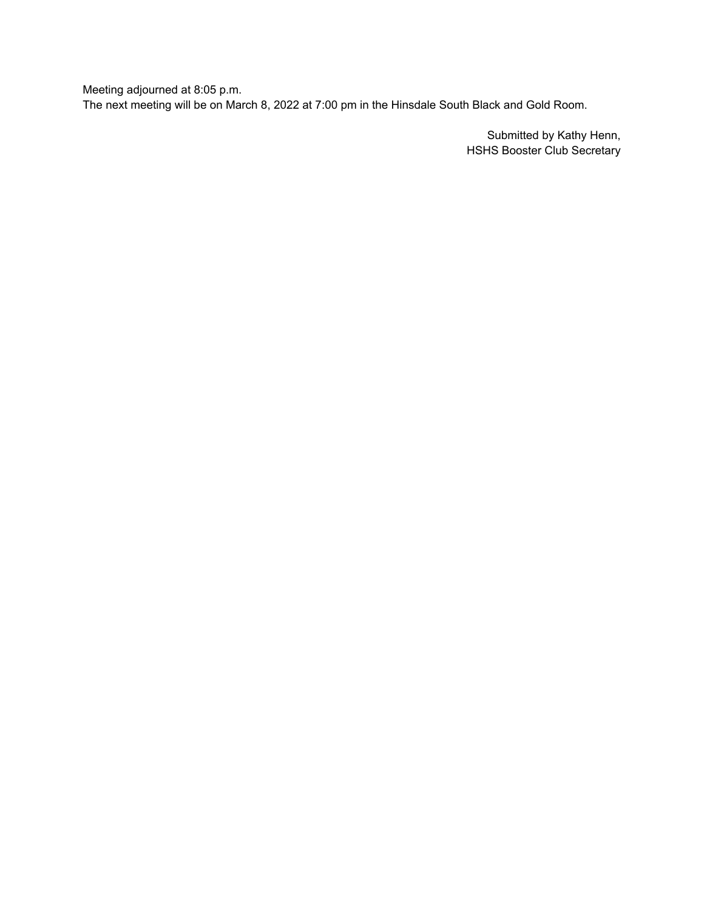Meeting adjourned at 8:05 p.m.
The next meeting will be on March 8, 2022 at 7:00 pm in the Hinsdale South Black and Gold Room.

Submitted by Kathy Henn,
HSHS Booster Club Secretary